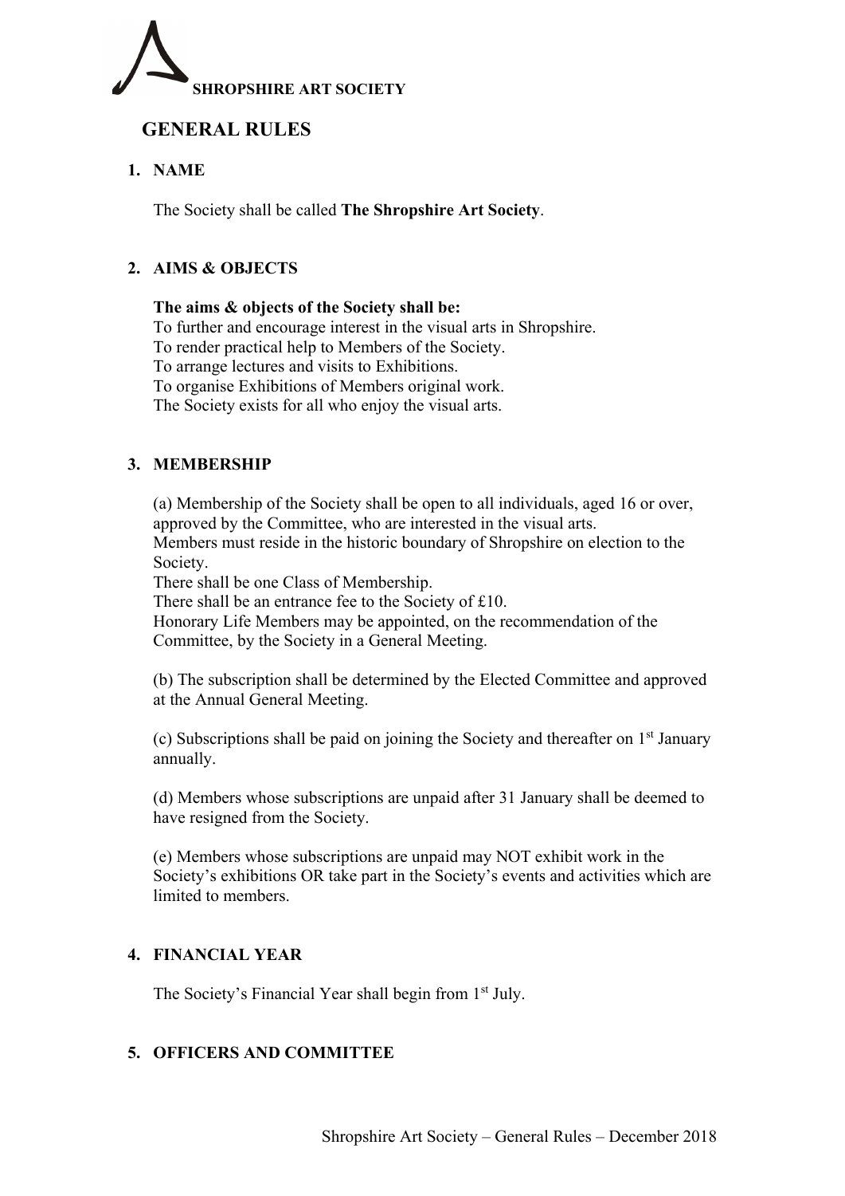**SHROPSHIRE ART SOCIETY**

# GENERAL RULES

## 1. NAME

The Society shall be called **The Shropshire Art Society**.

## 2. AIMS & OBJECTS

**The aims & objects of the Society shall be:**
To further and encourage interest in the visual arts in Shropshire.
To render practical help to Members of the Society.
To arrange lectures and visits to Exhibitions.
To organise Exhibitions of Members original work.
The Society exists for all who enjoy the visual arts.

## 3. MEMBERSHIP

(a) Membership of the Society shall be open to all individuals, aged 16 or over, approved by the Committee, who are interested in the visual arts.
Members must reside in the historic boundary of Shropshire on election to the Society.
There shall be one Class of Membership.
There shall be an entrance fee to the Society of £10.
Honorary Life Members may be appointed, on the recommendation of the Committee, by the Society in a General Meeting.

(b) The subscription shall be determined by the Elected Committee and approved at the Annual General Meeting.

(c) Subscriptions shall be paid on joining the Society and thereafter on 1st January annually.

(d) Members whose subscriptions are unpaid after 31 January shall be deemed to have resigned from the Society.

(e) Members whose subscriptions are unpaid may NOT exhibit work in the Society's exhibitions OR take part in the Society's events and activities which are limited to members.

## 4. FINANCIAL YEAR

The Society's Financial Year shall begin from 1st July.

## 5. OFFICERS AND COMMITTEE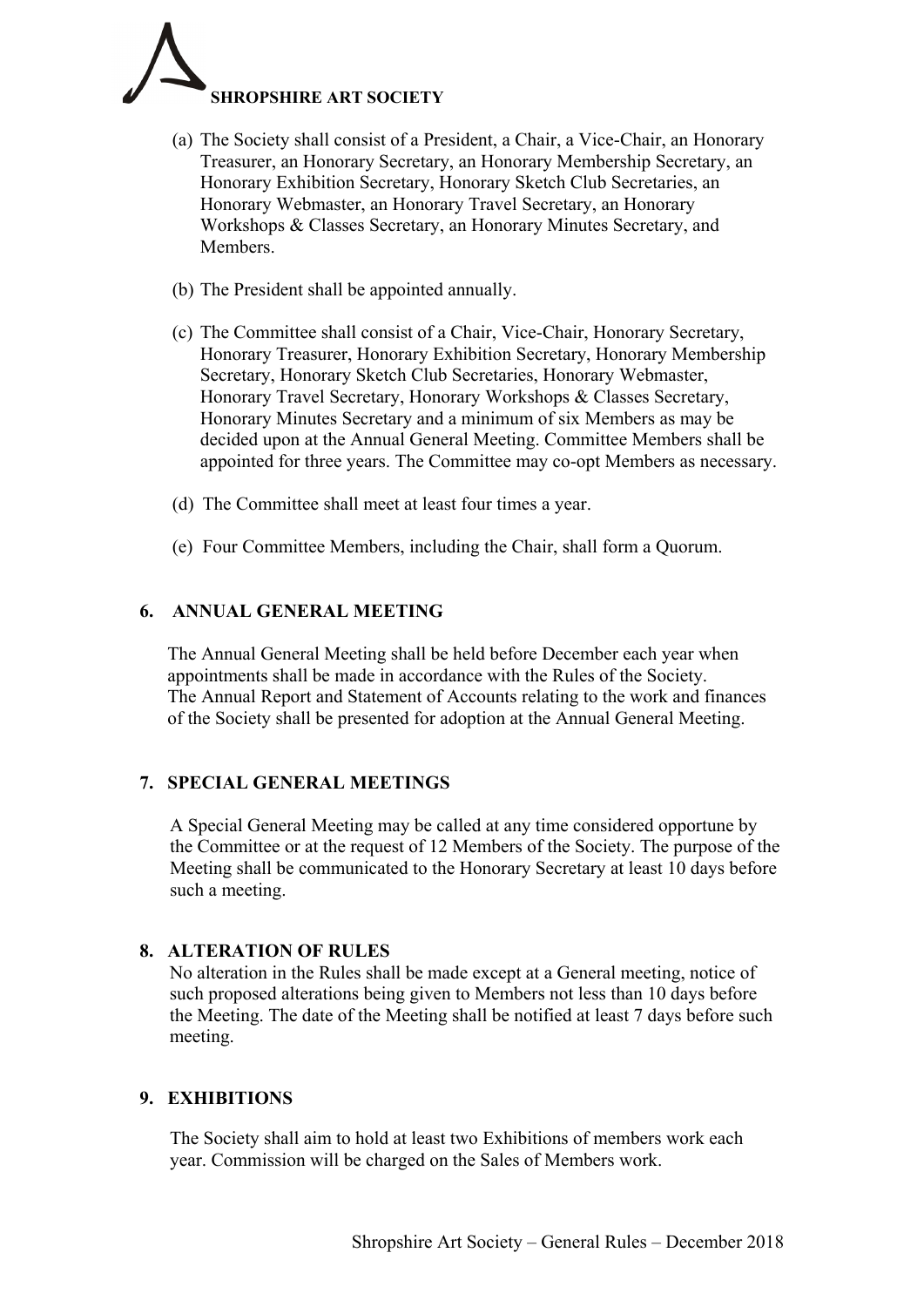(a) The Society shall consist of a President, a Chair, a Vice-Chair, an Honorary Treasurer, an Honorary Secretary, an Honorary Membership Secretary, an Honorary Exhibition Secretary, Honorary Sketch Club Secretaries, an Honorary Webmaster, an Honorary Travel Secretary, an Honorary Workshops & Classes Secretary, an Honorary Minutes Secretary, and Members.

(b) The President shall be appointed annually.

(c) The Committee shall consist of a Chair, Vice-Chair, Honorary Secretary, Honorary Treasurer, Honorary Exhibition Secretary, Honorary Membership Secretary, Honorary Sketch Club Secretaries, Honorary Webmaster, Honorary Travel Secretary, Honorary Workshops & Classes Secretary, Honorary Minutes Secretary and a minimum of six Members as may be decided upon at the Annual General Meeting. Committee Members shall be appointed for three years. The Committee may co-opt Members as necessary.

(d) The Committee shall meet at least four times a year.

(e) Four Committee Members, including the Chair, shall form a Quorum.

## 6. ANNUAL GENERAL MEETING

The Annual General Meeting shall be held before December each year when appointments shall be made in accordance with the Rules of the Society. The Annual Report and Statement of Accounts relating to the work and finances of the Society shall be presented for adoption at the Annual General Meeting.

## 7. SPECIAL GENERAL MEETINGS

A Special General Meeting may be called at any time considered opportune by the Committee or at the request of 12 Members of the Society. The purpose of the Meeting shall be communicated to the Honorary Secretary at least 10 days before such a meeting.

## 8. ALTERATION OF RULES

No alteration in the Rules shall be made except at a General meeting, notice of such proposed alterations being given to Members not less than 10 days before the Meeting. The date of the Meeting shall be notified at least 7 days before such meeting.

## 9. EXHIBITIONS

The Society shall aim to hold at least two Exhibitions of members work each year. Commission will be charged on the Sales of Members work.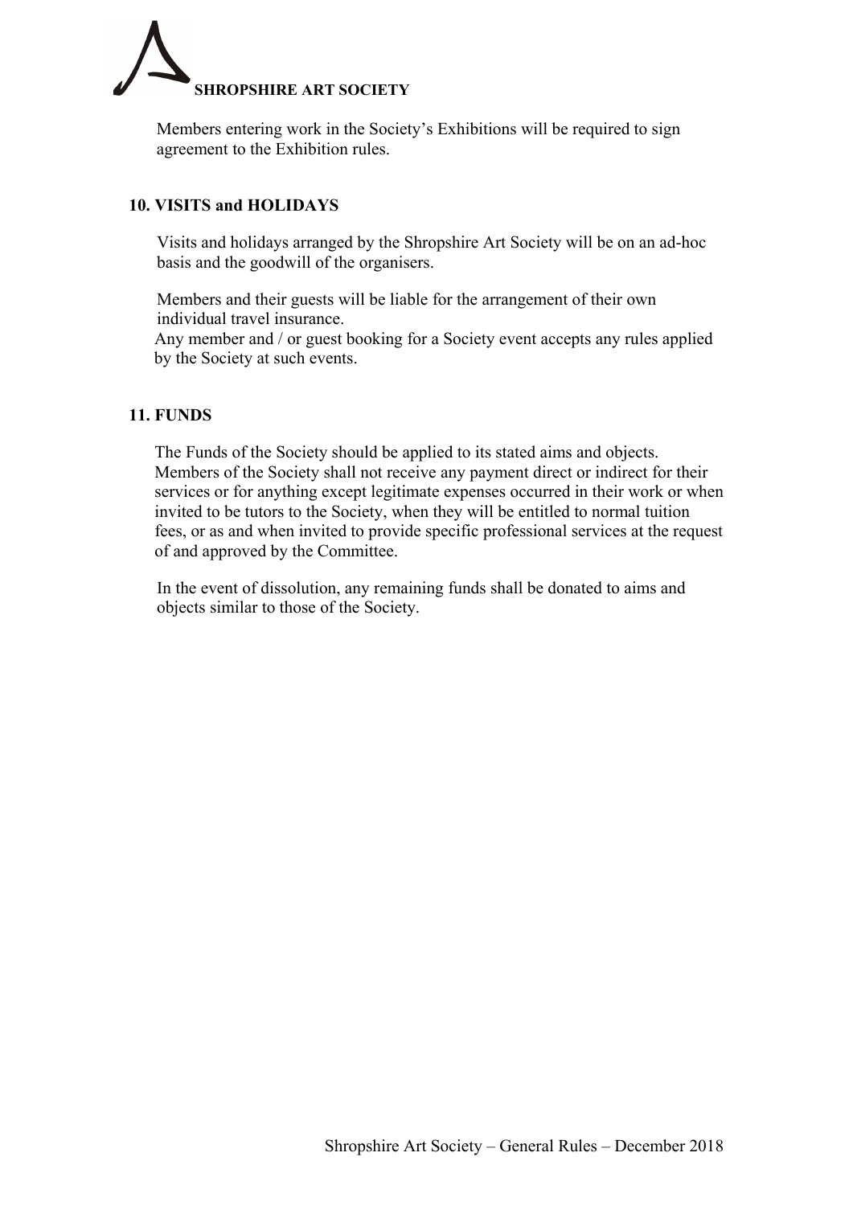Members entering work in the Society's Exhibitions will be required to sign agreement to the Exhibition rules.

## 10. VISITS and HOLIDAYS

Visits and holidays arranged by the Shropshire Art Society will be on an ad-hoc basis and the goodwill of the organisers.

Members and their guests will be liable for the arrangement of their own individual travel insurance.
Any member and / or guest booking for a Society event accepts any rules applied by the Society at such events.

## 11. FUNDS

The Funds of the Society should be applied to its stated aims and objects. Members of the Society shall not receive any payment direct or indirect for their services or for anything except legitimate expenses occurred in their work or when invited to be tutors to the Society, when they will be entitled to normal tuition fees, or as and when invited to provide specific professional services at the request of and approved by the Committee.

In the event of dissolution, any remaining funds shall be donated to aims and objects similar to those of the Society.